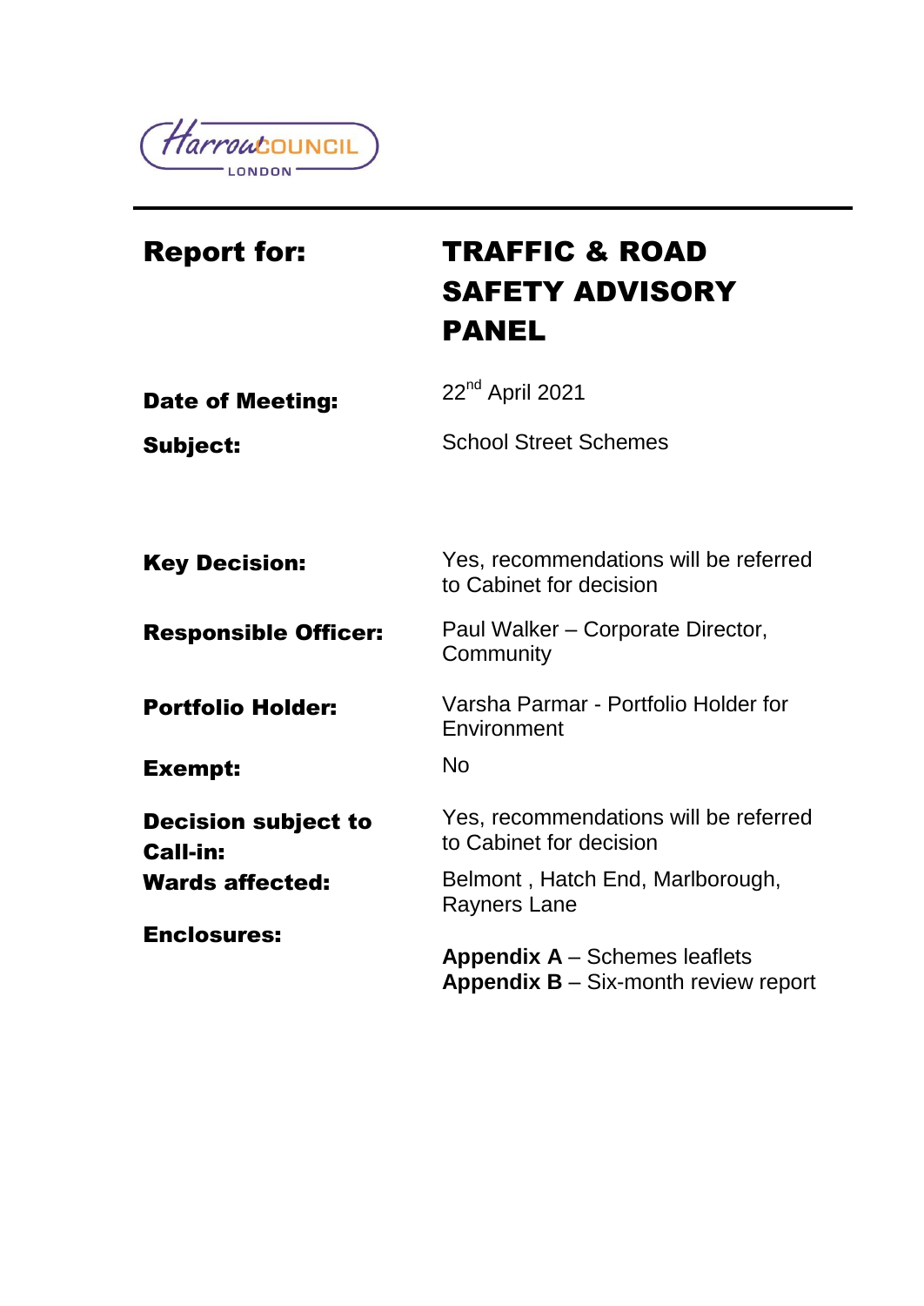Harrow COUNCIL
LONDON

| | |
|---|---|
| **Report for:** | **TRAFFIC & ROAD SAFETY ADVISORY PANEL** |
| **Date of Meeting:** | 22nd April 2021 |
| **Subject:** | School Street Schemes |
| **Key Decision:** | Yes, recommendations will be referred to Cabinet for decision |
| **Responsible Officer:** | Paul Walker – Corporate Director, Community |
| **Portfolio Holder:** | Varsha Parmar - Portfolio Holder for Environment |
| **Exempt:** | No |
| **Decision subject to Call-in:** | Yes, recommendations will be referred to Cabinet for decision |
| **Wards affected:** | Belmont , Hatch End, Marlborough, Rayners Lane |
| **Enclosures:** | **Appendix A** – Schemes leaflets<br>**Appendix B** – Six-month review report |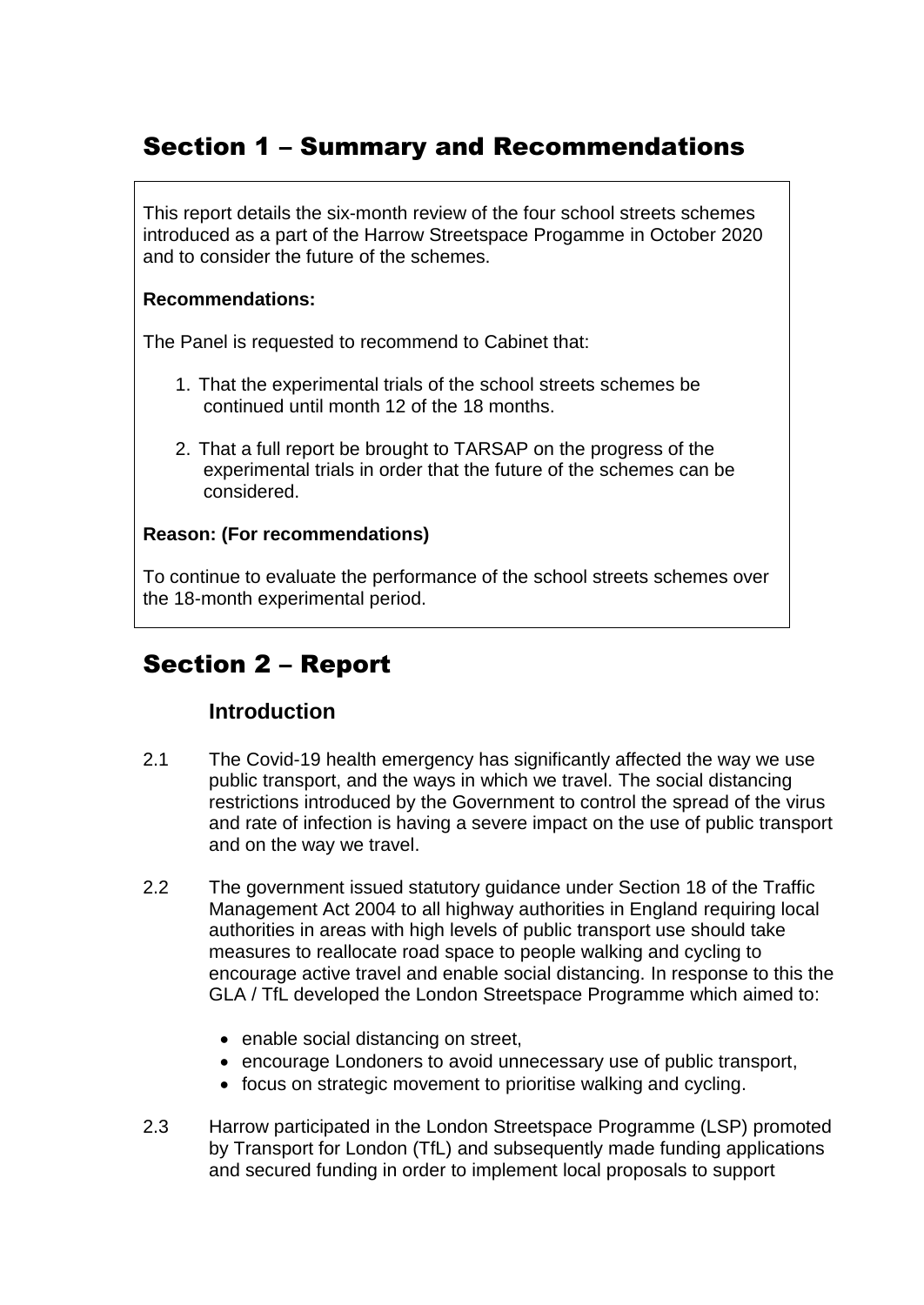## Section 1 – Summary and Recommendations

This report details the six-month review of the four school streets schemes introduced as a part of the Harrow Streetspace Progamme in October 2020 and to consider the future of the schemes.

**Recommendations:**

The Panel is requested to recommend to Cabinet that:

1. That the experimental trials of the school streets schemes be continued until month 12 of the 18 months.

2. That a full report be brought to TARSAP on the progress of the experimental trials in order that the future of the schemes can be considered.

**Reason: (For recommendations)**

To continue to evaluate the performance of the school streets schemes over the 18-month experimental period.

## Section 2 – Report

### Introduction

2.1 The Covid-19 health emergency has significantly affected the way we use public transport, and the ways in which we travel. The social distancing restrictions introduced by the Government to control the spread of the virus and rate of infection is having a severe impact on the use of public transport and on the way we travel.

2.2 The government issued statutory guidance under Section 18 of the Traffic Management Act 2004 to all highway authorities in England requiring local authorities in areas with high levels of public transport use should take measures to reallocate road space to people walking and cycling to encourage active travel and enable social distancing. In response to this the GLA / TfL developed the London Streetspace Programme which aimed to:

- enable social distancing on street,
- encourage Londoners to avoid unnecessary use of public transport,
- focus on strategic movement to prioritise walking and cycling.

2.3 Harrow participated in the London Streetspace Programme (LSP) promoted by Transport for London (TfL) and subsequently made funding applications and secured funding in order to implement local proposals to support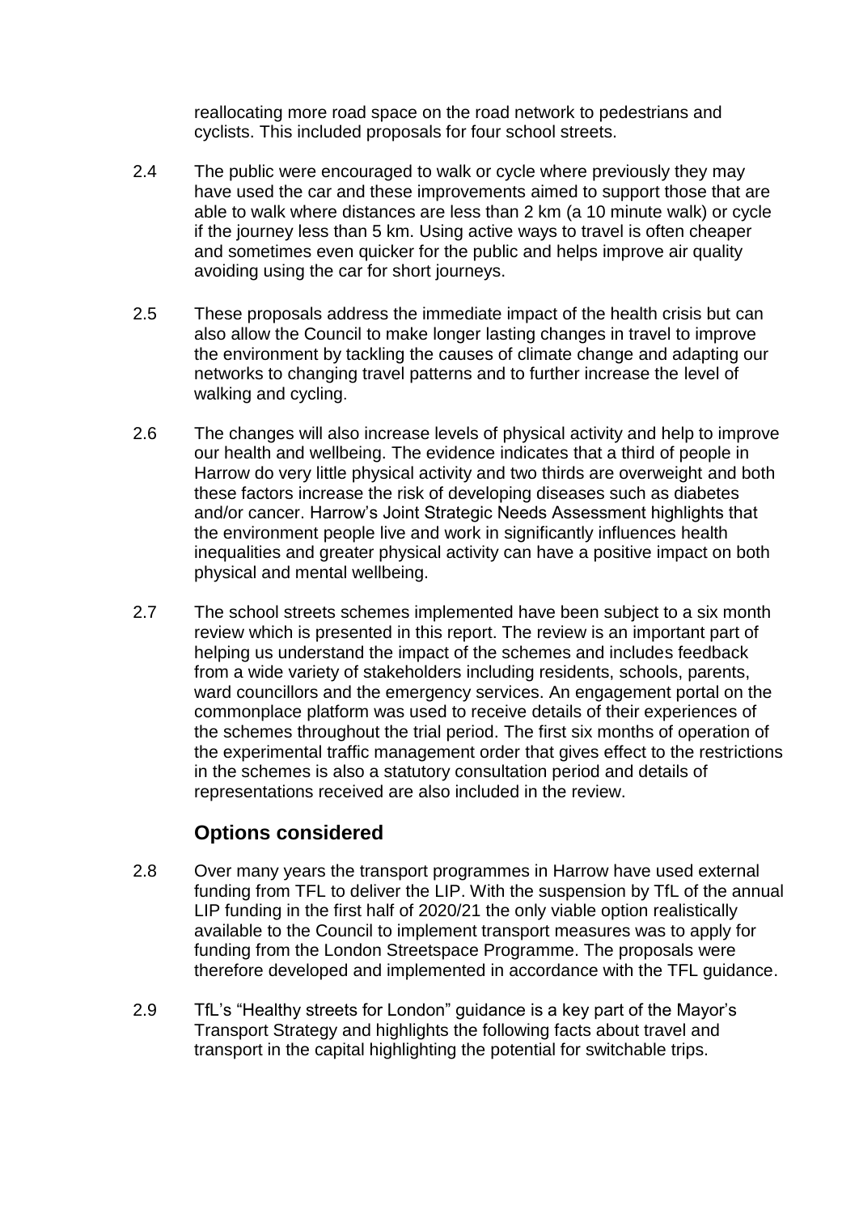reallocating more road space on the road network to pedestrians and cyclists. This included proposals for four school streets.

2.4 The public were encouraged to walk or cycle where previously they may have used the car and these improvements aimed to support those that are able to walk where distances are less than 2 km (a 10 minute walk) or cycle if the journey less than 5 km. Using active ways to travel is often cheaper and sometimes even quicker for the public and helps improve air quality avoiding using the car for short journeys.

2.5 These proposals address the immediate impact of the health crisis but can also allow the Council to make longer lasting changes in travel to improve the environment by tackling the causes of climate change and adapting our networks to changing travel patterns and to further increase the level of walking and cycling.

2.6 The changes will also increase levels of physical activity and help to improve our health and wellbeing. The evidence indicates that a third of people in Harrow do very little physical activity and two thirds are overweight and both these factors increase the risk of developing diseases such as diabetes and/or cancer. Harrow's Joint Strategic Needs Assessment highlights that the environment people live and work in significantly influences health inequalities and greater physical activity can have a positive impact on both physical and mental wellbeing.

2.7 The school streets schemes implemented have been subject to a six month review which is presented in this report. The review is an important part of helping us understand the impact of the schemes and includes feedback from a wide variety of stakeholders including residents, schools, parents, ward councillors and the emergency services. An engagement portal on the commonplace platform was used to receive details of their experiences of the schemes throughout the trial period. The first six months of operation of the experimental traffic management order that gives effect to the restrictions in the schemes is also a statutory consultation period and details of representations received are also included in the review.

## Options considered

2.8 Over many years the transport programmes in Harrow have used external funding from TFL to deliver the LIP. With the suspension by TfL of the annual LIP funding in the first half of 2020/21 the only viable option realistically available to the Council to implement transport measures was to apply for funding from the London Streetspace Programme. The proposals were therefore developed and implemented in accordance with the TFL guidance.

2.9 TfL's "Healthy streets for London" guidance is a key part of the Mayor's Transport Strategy and highlights the following facts about travel and transport in the capital highlighting the potential for switchable trips.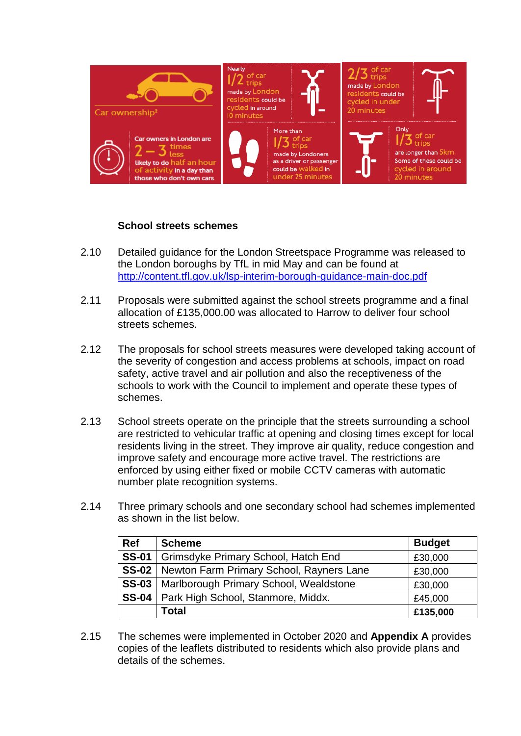Car ownership[2]

Car owners in London are 2 – 3 times less likely to do half an hour of activity in a day than those who don't own cars

Nearly 1/2 of car trips made by London residents could be cycled in around 10 minutes

More than 1/3 of car trips made by Londoners as a driver or passenger could be walked in under 25 minutes

2/3 of car trips made by London residents could be cycled in under 20 minutes

Only 1/3 of car trips are longer than 5km. Some of these could be cycled in around 20 minutes

**School streets schemes**

2.10 Detailed guidance for the London Streetspace Programme was released to the London boroughs by TfL in mid May and can be found at http://content.tfl.gov.uk/lsp-interim-borough-guidance-main-doc.pdf

2.11 Proposals were submitted against the school streets programme and a final allocation of £135,000.00 was allocated to Harrow to deliver four school streets schemes.

2.12 The proposals for school streets measures were developed taking account of the severity of congestion and access problems at schools, impact on road safety, active travel and air pollution and also the receptiveness of the schools to work with the Council to implement and operate these types of schemes.

2.13 School streets operate on the principle that the streets surrounding a school are restricted to vehicular traffic at opening and closing times except for local residents living in the street. They improve air quality, reduce congestion and improve safety and encourage more active travel. The restrictions are enforced by using either fixed or mobile CCTV cameras with automatic number plate recognition systems.

2.14 Three primary schools and one secondary school had schemes implemented as shown in the list below.

| Ref | Scheme | Budget |
|---|---|---|
| **SS-01** | Grimsdyke Primary School, Hatch End | £30,000 |
| **SS-02** | Newton Farm Primary School, Rayners Lane | £30,000 |
| **SS-03** | Marlborough Primary School, Wealdstone | £30,000 |
| **SS-04** | Park High School, Stanmore, Middx. | £45,000 |
| | **Total** | **£135,000** |

2.15 The schemes were implemented in October 2020 and **Appendix A** provides copies of the leaflets distributed to residents which also provide plans and details of the schemes.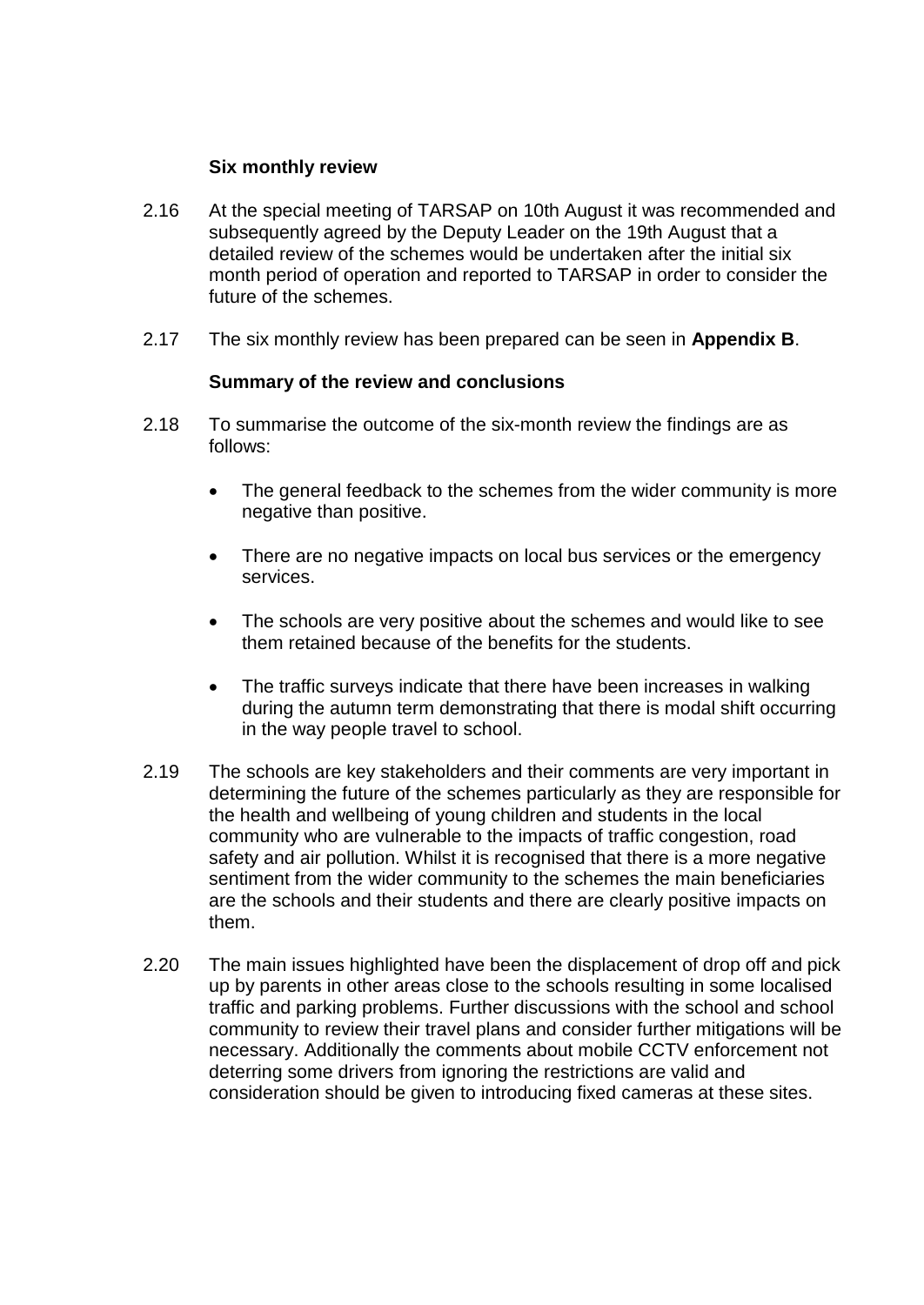**Six monthly review**

2.16 At the special meeting of TARSAP on 10th August it was recommended and subsequently agreed by the Deputy Leader on the 19th August that a detailed review of the schemes would be undertaken after the initial six month period of operation and reported to TARSAP in order to consider the future of the schemes.

2.17 The six monthly review has been prepared can be seen in **Appendix B**.

**Summary of the review and conclusions**

2.18 To summarise the outcome of the six-month review the findings are as follows:

- The general feedback to the schemes from the wider community is more negative than positive.
- There are no negative impacts on local bus services or the emergency services.
- The schools are very positive about the schemes and would like to see them retained because of the benefits for the students.
- The traffic surveys indicate that there have been increases in walking during the autumn term demonstrating that there is modal shift occurring in the way people travel to school.

2.19 The schools are key stakeholders and their comments are very important in determining the future of the schemes particularly as they are responsible for the health and wellbeing of young children and students in the local community who are vulnerable to the impacts of traffic congestion, road safety and air pollution. Whilst it is recognised that there is a more negative sentiment from the wider community to the schemes the main beneficiaries are the schools and their students and there are clearly positive impacts on them.

2.20 The main issues highlighted have been the displacement of drop off and pick up by parents in other areas close to the schools resulting in some localised traffic and parking problems. Further discussions with the school and school community to review their travel plans and consider further mitigations will be necessary. Additionally the comments about mobile CCTV enforcement not deterring some drivers from ignoring the restrictions are valid and consideration should be given to introducing fixed cameras at these sites.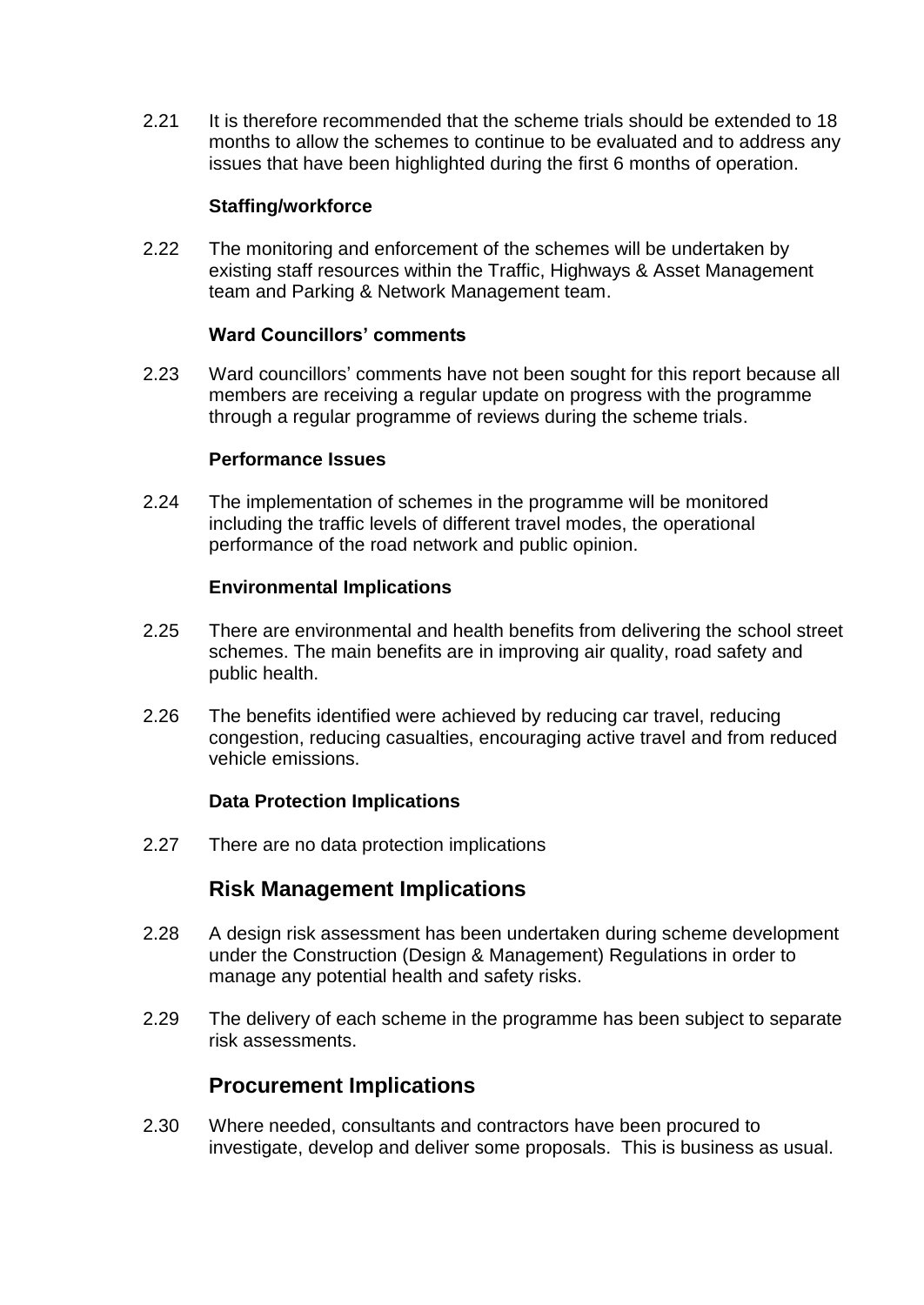2.21 It is therefore recommended that the scheme trials should be extended to 18 months to allow the schemes to continue to be evaluated and to address any issues that have been highlighted during the first 6 months of operation.

### Staffing/workforce

2.22 The monitoring and enforcement of the schemes will be undertaken by existing staff resources within the Traffic, Highways & Asset Management team and Parking & Network Management team.

### Ward Councillors' comments

2.23 Ward councillors' comments have not been sought for this report because all members are receiving a regular update on progress with the programme through a regular programme of reviews during the scheme trials.

### Performance Issues

2.24 The implementation of schemes in the programme will be monitored including the traffic levels of different travel modes, the operational performance of the road network and public opinion.

### Environmental Implications

2.25 There are environmental and health benefits from delivering the school street schemes. The main benefits are in improving air quality, road safety and public health.

2.26 The benefits identified were achieved by reducing car travel, reducing congestion, reducing casualties, encouraging active travel and from reduced vehicle emissions.

### Data Protection Implications

2.27 There are no data protection implications

## Risk Management Implications

2.28 A design risk assessment has been undertaken during scheme development under the Construction (Design & Management) Regulations in order to manage any potential health and safety risks.

2.29 The delivery of each scheme in the programme has been subject to separate risk assessments.

## Procurement Implications

2.30 Where needed, consultants and contractors have been procured to investigate, develop and deliver some proposals. This is business as usual.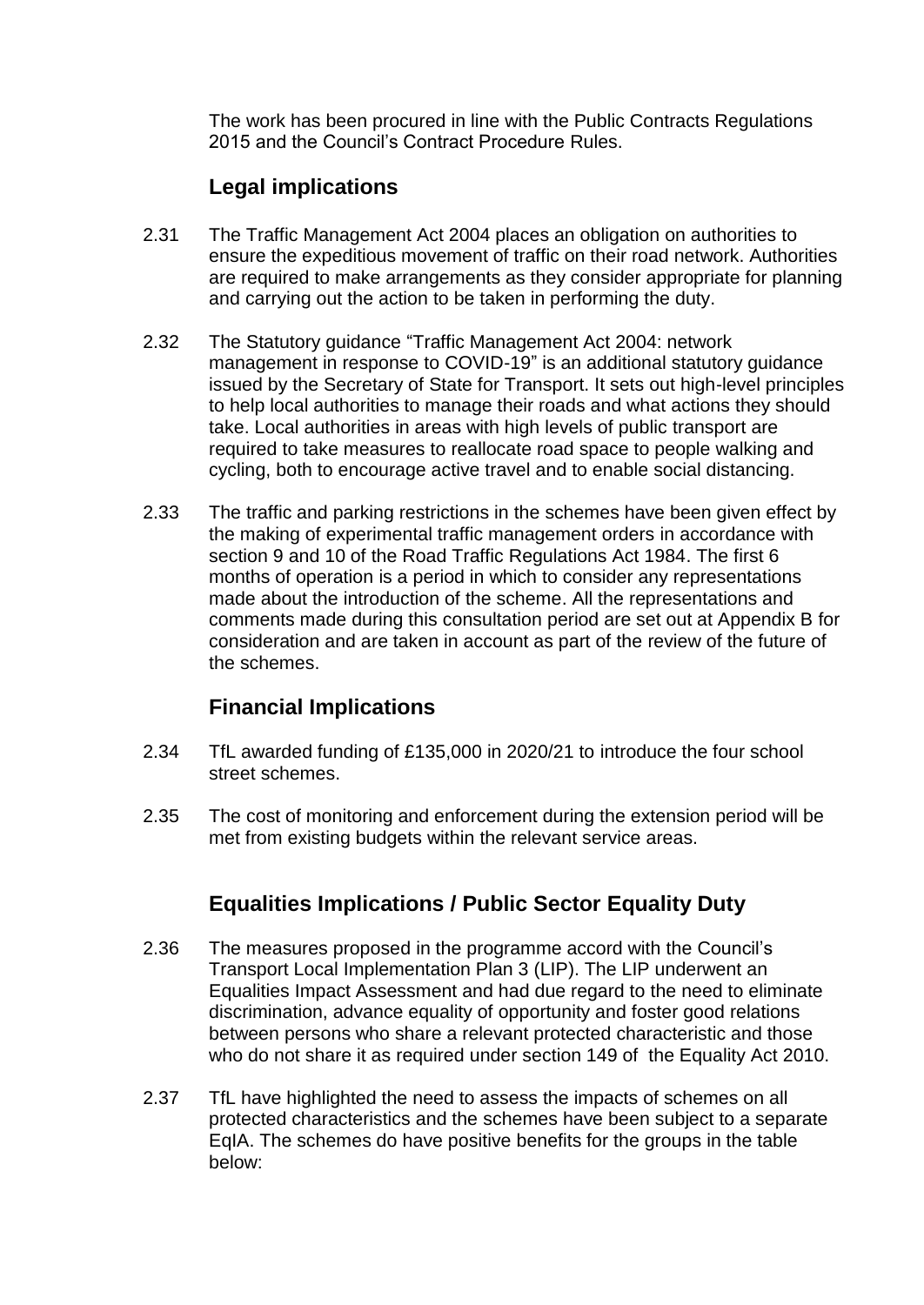The work has been procured in line with the Public Contracts Regulations 2015 and the Council's Contract Procedure Rules.

## Legal implications

2.31 The Traffic Management Act 2004 places an obligation on authorities to ensure the expeditious movement of traffic on their road network. Authorities are required to make arrangements as they consider appropriate for planning and carrying out the action to be taken in performing the duty.

2.32 The Statutory guidance "Traffic Management Act 2004: network management in response to COVID-19" is an additional statutory guidance issued by the Secretary of State for Transport. It sets out high-level principles to help local authorities to manage their roads and what actions they should take. Local authorities in areas with high levels of public transport are required to take measures to reallocate road space to people walking and cycling, both to encourage active travel and to enable social distancing.

2.33 The traffic and parking restrictions in the schemes have been given effect by the making of experimental traffic management orders in accordance with section 9 and 10 of the Road Traffic Regulations Act 1984. The first 6 months of operation is a period in which to consider any representations made about the introduction of the scheme. All the representations and comments made during this consultation period are set out at Appendix B for consideration and are taken in account as part of the review of the future of the schemes.

## Financial Implications

2.34 TfL awarded funding of £135,000 in 2020/21 to introduce the four school street schemes.

2.35 The cost of monitoring and enforcement during the extension period will be met from existing budgets within the relevant service areas.

## Equalities Implications / Public Sector Equality Duty

2.36 The measures proposed in the programme accord with the Council's Transport Local Implementation Plan 3 (LIP). The LIP underwent an Equalities Impact Assessment and had due regard to the need to eliminate discrimination, advance equality of opportunity and foster good relations between persons who share a relevant protected characteristic and those who do not share it as required under section 149 of the Equality Act 2010.

2.37 TfL have highlighted the need to assess the impacts of schemes on all protected characteristics and the schemes have been subject to a separate EqIA. The schemes do have positive benefits for the groups in the table below: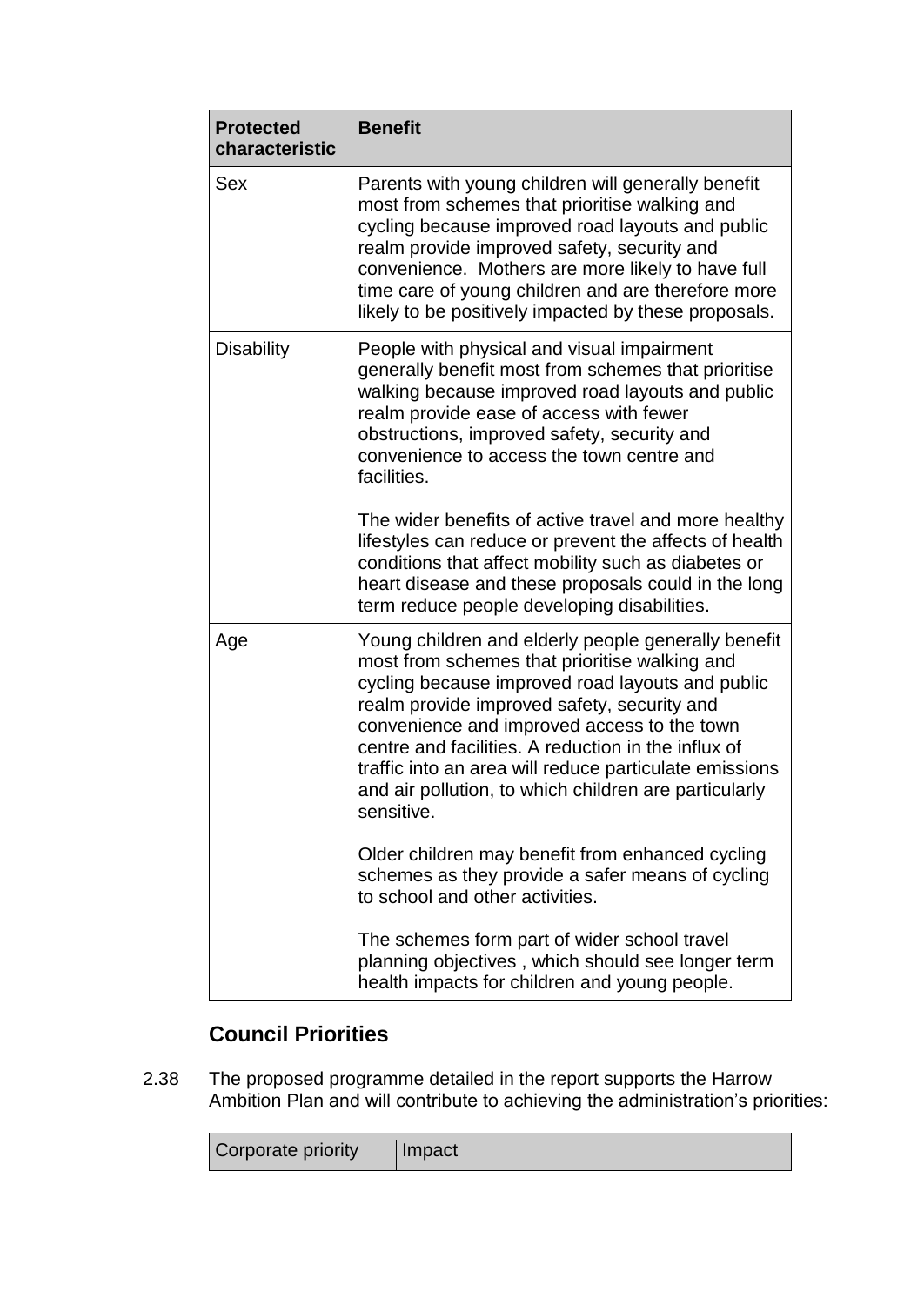| Protected characteristic | Benefit |
|---|---|
| Sex | Parents with young children will generally benefit most from schemes that prioritise walking and cycling because improved road layouts and public realm provide improved safety, security and convenience. Mothers are more likely to have full time care of young children and are therefore more likely to be positively impacted by these proposals. |
| Disability | People with physical and visual impairment generally benefit most from schemes that prioritise walking because improved road layouts and public realm provide ease of access with fewer obstructions, improved safety, security and convenience to access the town centre and facilities.<br><br>The wider benefits of active travel and more healthy lifestyles can reduce or prevent the affects of health conditions that affect mobility such as diabetes or heart disease and these proposals could in the long term reduce people developing disabilities. |
| Age | Young children and elderly people generally benefit most from schemes that prioritise walking and cycling because improved road layouts and public realm provide improved safety, security and convenience and improved access to the town centre and facilities. A reduction in the influx of traffic into an area will reduce particulate emissions and air pollution, to which children are particularly sensitive.<br><br>Older children may benefit from enhanced cycling schemes as they provide a safer means of cycling to school and other activities.<br><br>The schemes form part of wider school travel planning objectives , which should see longer term health impacts for children and young people. |

## Council Priorities

2.38 The proposed programme detailed in the report supports the Harrow Ambition Plan and will contribute to achieving the administration's priorities:

| Corporate priority | Impact |
|---|---|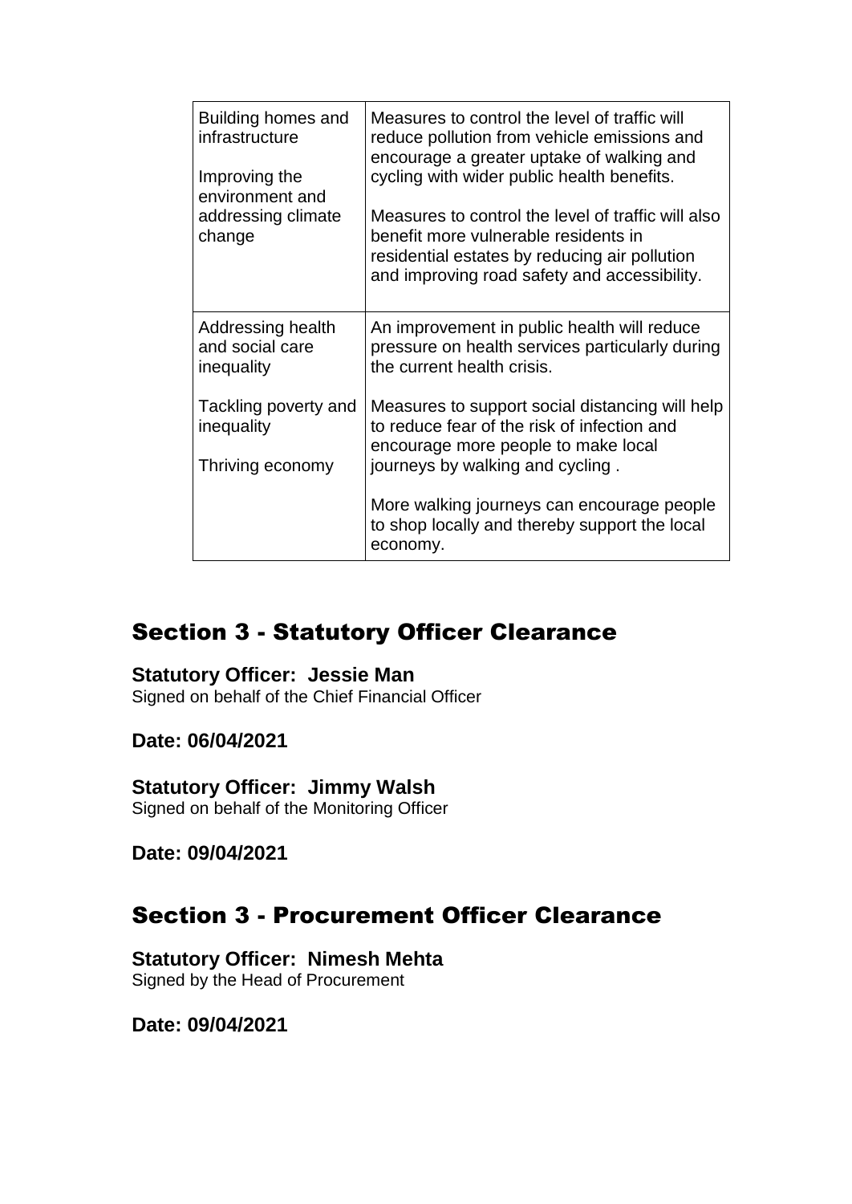| | |
|---|---|
| Building homes and infrastructure<br><br>Improving the environment and addressing climate change | Measures to control the level of traffic will reduce pollution from vehicle emissions and encourage a greater uptake of walking and cycling with wider public health benefits.<br><br>Measures to control the level of traffic will also benefit more vulnerable residents in residential estates by reducing air pollution and improving road safety and accessibility. |
| Addressing health and social care inequality<br><br>Tackling poverty and inequality<br><br>Thriving economy | An improvement in public health will reduce pressure on health services particularly during the current health crisis.<br><br>Measures to support social distancing will help to reduce fear of the risk of infection and encourage more people to make local journeys by walking and cycling .<br><br>More walking journeys can encourage people to shop locally and thereby support the local economy. |

## Section 3 - Statutory Officer Clearance

**Statutory Officer: Jessie Man**
Signed on behalf of the Chief Financial Officer

**Date: 06/04/2021**

**Statutory Officer: Jimmy Walsh**
Signed on behalf of the Monitoring Officer

**Date: 09/04/2021**

## Section 3 - Procurement Officer Clearance

**Statutory Officer: Nimesh Mehta**
Signed by the Head of Procurement

**Date: 09/04/2021**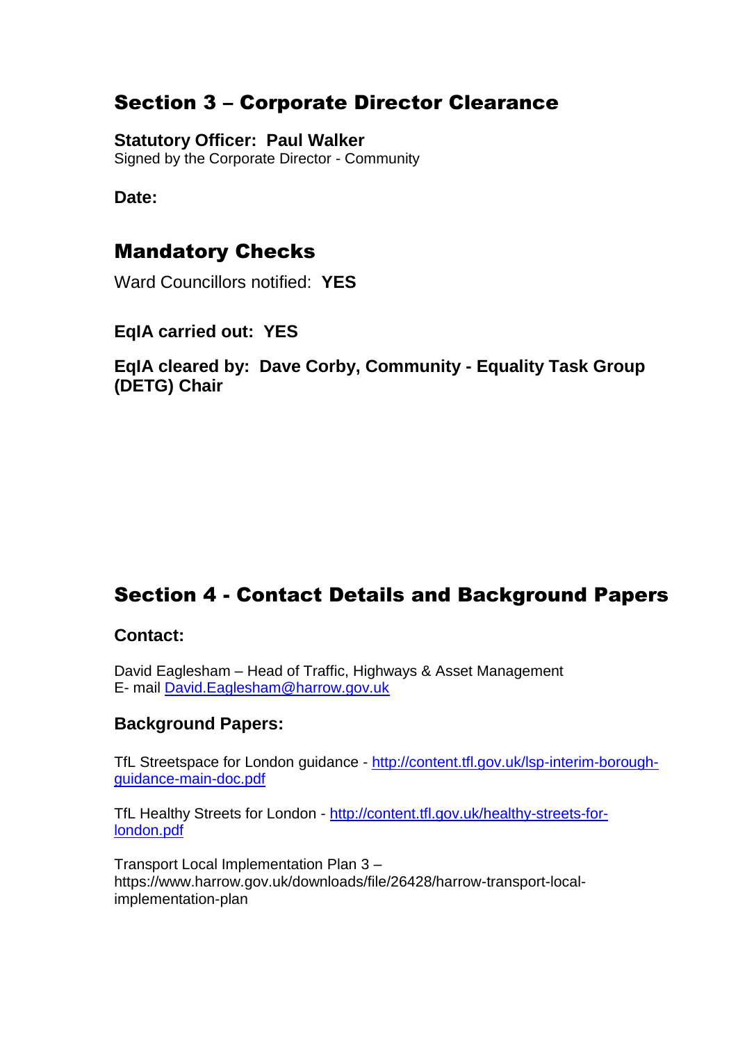## Section 3 – Corporate Director Clearance

**Statutory Officer: Paul Walker**
Signed by the Corporate Director - Community

**Date:**

## Mandatory Checks

Ward Councillors notified: **YES**

**EqIA carried out: YES**

**EqIA cleared by: Dave Corby, Community - Equality Task Group (DETG) Chair**

## Section 4 - Contact Details and Background Papers

### Contact:

David Eaglesham – Head of Traffic, Highways & Asset Management
E- mail [David.Eaglesham@harrow.gov.uk](mailto:David.Eaglesham@harrow.gov.uk)

### Background Papers:

TfL Streetspace for London guidance - [http://content.tfl.gov.uk/lsp-interim-borough-guidance-main-doc.pdf](http://content.tfl.gov.uk/lsp-interim-borough-guidance-main-doc.pdf)

TfL Healthy Streets for London - [http://content.tfl.gov.uk/healthy-streets-for-london.pdf](http://content.tfl.gov.uk/healthy-streets-for-london.pdf)

Transport Local Implementation Plan 3 – https://www.harrow.gov.uk/downloads/file/26428/harrow-transport-local-implementation-plan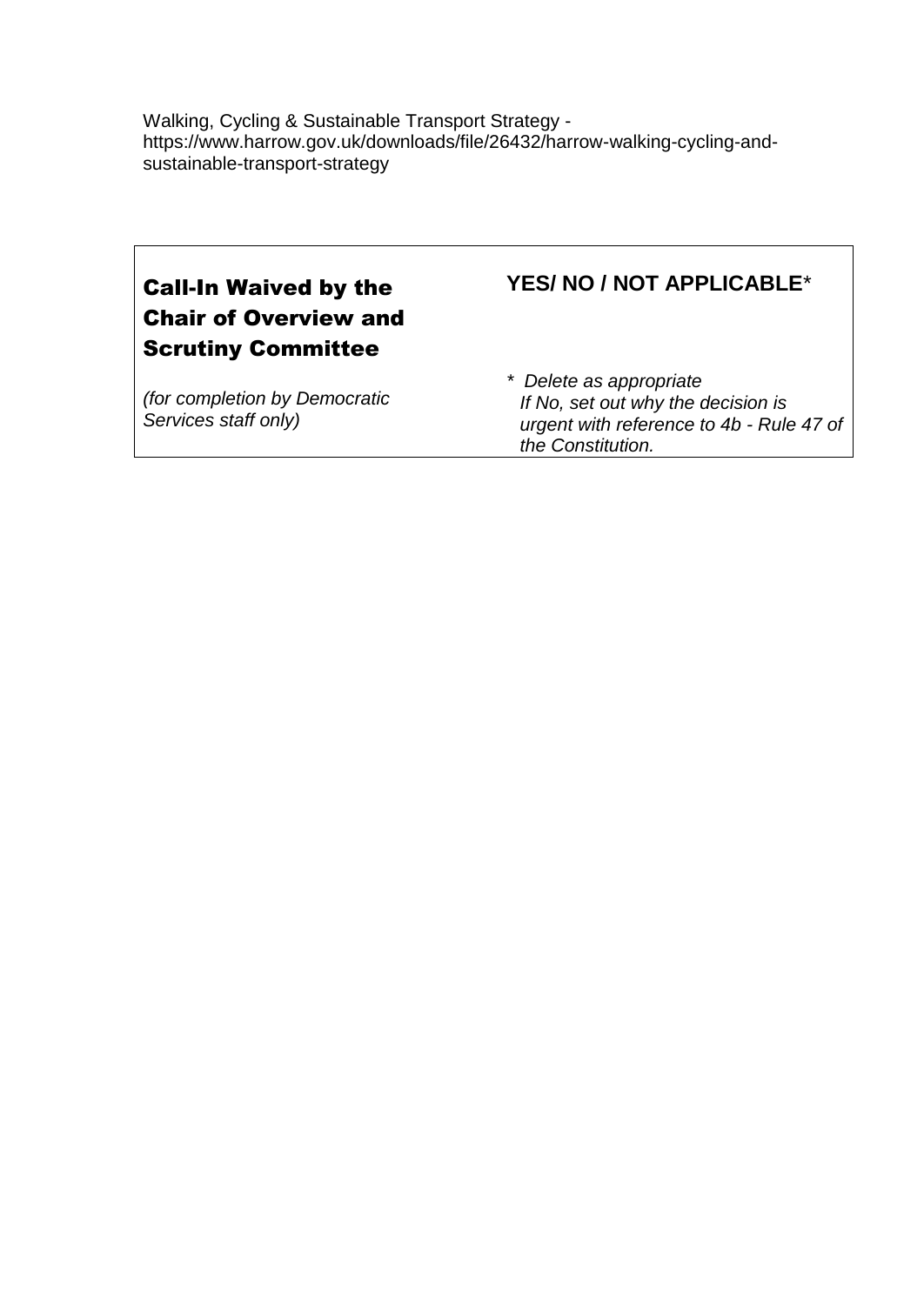Walking, Cycling & Sustainable Transport Strategy - https://www.harrow.gov.uk/downloads/file/26432/harrow-walking-cycling-and-sustainable-transport-strategy

| | |
|---|---|
| **Call-In Waived by the Chair of Overview and Scrutiny Committee**<br><br>*(for completion by Democratic Services staff only)* | **YES/ NO / NOT APPLICABLE***<br><br>* *Delete as appropriate*<br>*If No, set out why the decision is urgent with reference to 4b - Rule 47 of the Constitution.* |